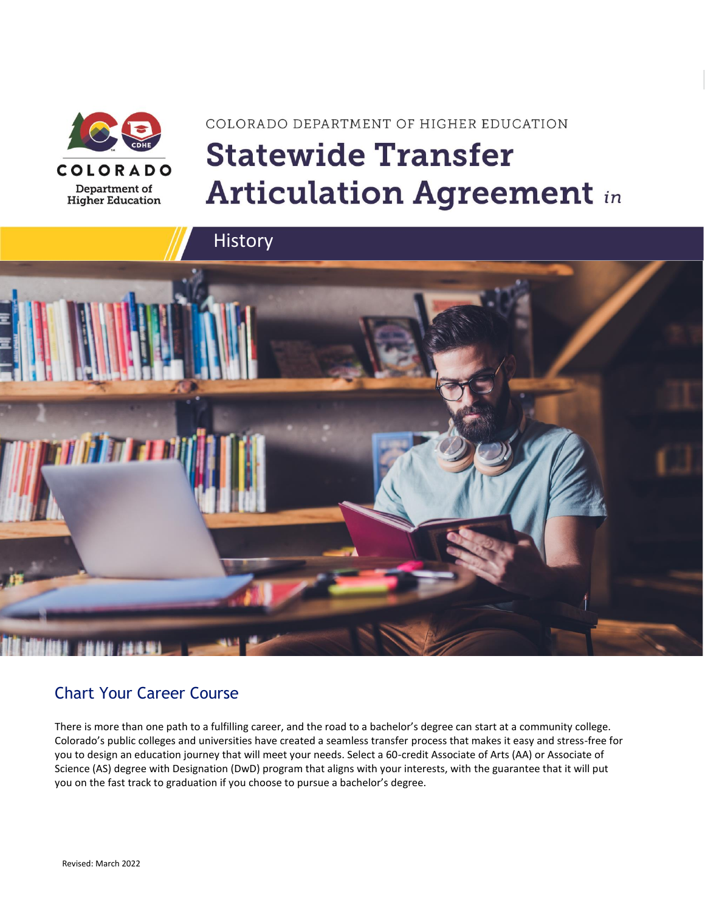COLORADO
Department of Higher Education

COLORADO DEPARTMENT OF HIGHER EDUCATION

# Statewide Transfer Articulation Agreement *in*

## History

## Chart Your Career Course

There is more than one path to a fulfilling career, and the road to a bachelor's degree can start at a community college. Colorado's public colleges and universities have created a seamless transfer process that makes it easy and stress-free for you to design an education journey that will meet your needs. Select a 60-credit Associate of Arts (AA) or Associate of Science (AS) degree with Designation (DwD) program that aligns with your interests, with the guarantee that it will put you on the fast track to graduation if you choose to pursue a bachelor's degree.

Revised: March 2022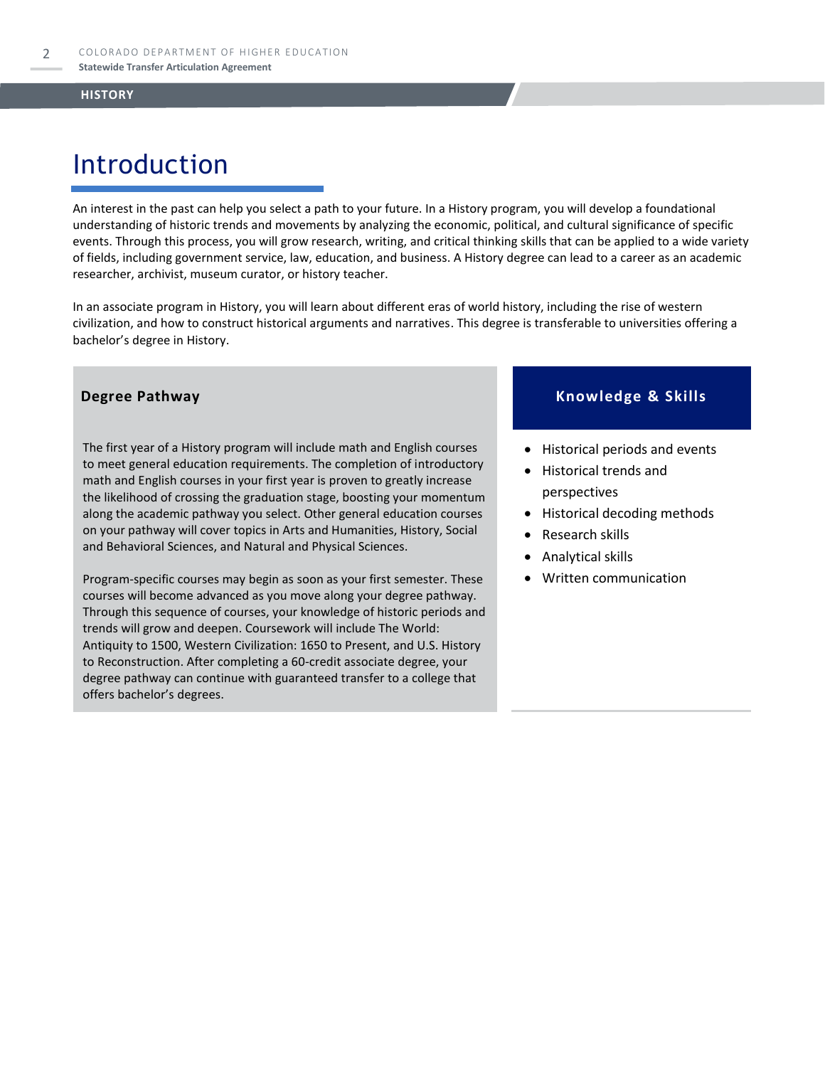# Introduction

An interest in the past can help you select a path to your future. In a History program, you will develop a foundational understanding of historic trends and movements by analyzing the economic, political, and cultural significance of specific events. Through this process, you will grow research, writing, and critical thinking skills that can be applied to a wide variety of fields, including government service, law, education, and business. A History degree can lead to a career as an academic researcher, archivist, museum curator, or history teacher.

In an associate program in History, you will learn about different eras of world history, including the rise of western civilization, and how to construct historical arguments and narratives. This degree is transferable to universities offering a bachelor's degree in History.

### Degree Pathway

The first year of a History program will include math and English courses to meet general education requirements. The completion of introductory math and English courses in your first year is proven to greatly increase the likelihood of crossing the graduation stage, boosting your momentum along the academic pathway you select. Other general education courses on your pathway will cover topics in Arts and Humanities, History, Social and Behavioral Sciences, and Natural and Physical Sciences.

Program-specific courses may begin as soon as your first semester. These courses will become advanced as you move along your degree pathway. Through this sequence of courses, your knowledge of historic periods and trends will grow and deepen. Coursework will include The World: Antiquity to 1500, Western Civilization: 1650 to Present, and U.S. History to Reconstruction. After completing a 60-credit associate degree, your degree pathway can continue with guaranteed transfer to a college that offers bachelor's degrees.

### Knowledge & Skills

- Historical periods and events
- Historical trends and perspectives
- Historical decoding methods
- Research skills
- Analytical skills
- Written communication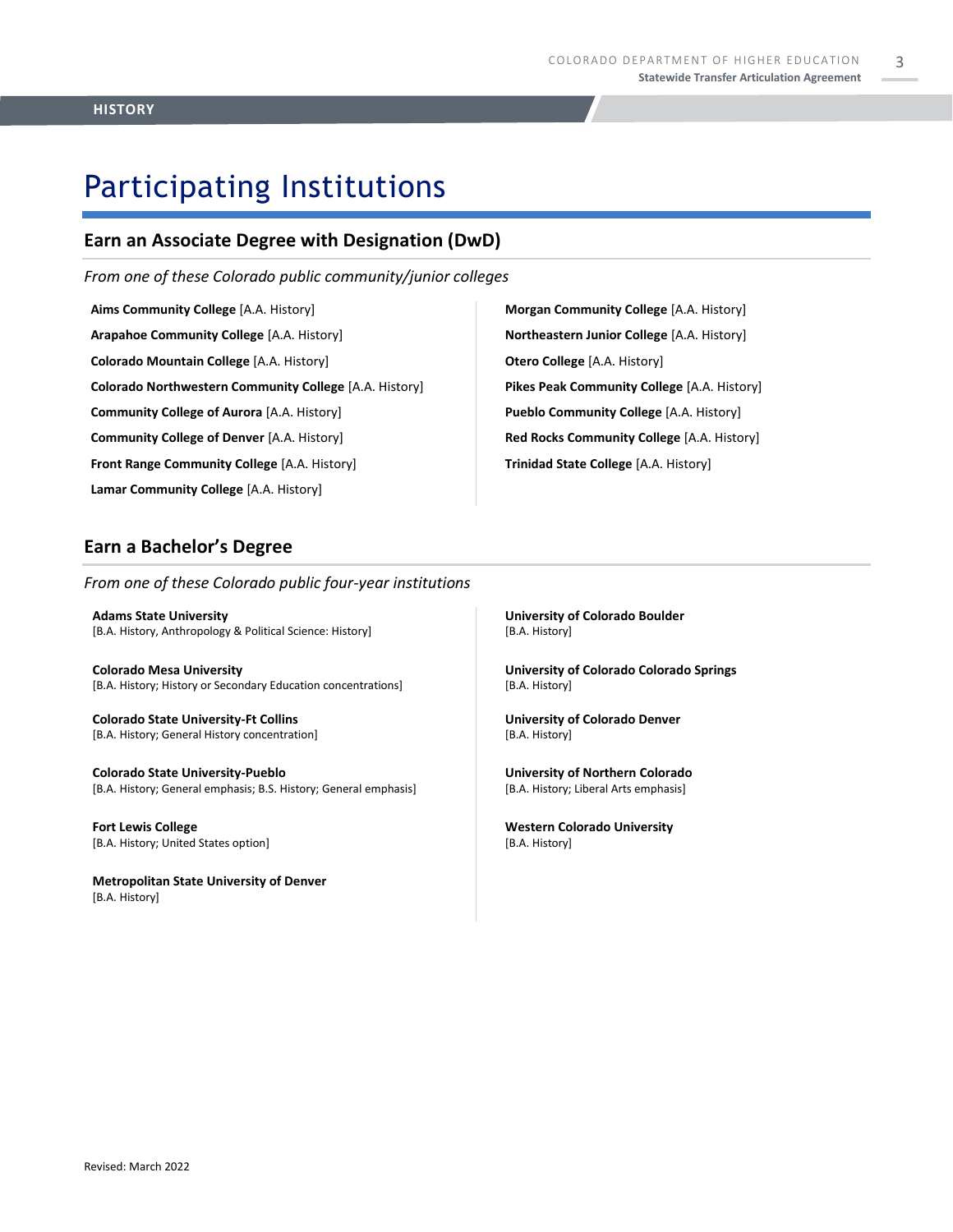# Participating Institutions

## Earn an Associate Degree with Designation (DwD)

*From one of these Colorado public community/junior colleges*

**Aims Community College** [A.A. History]

**Arapahoe Community College** [A.A. History]

**Colorado Mountain College** [A.A. History]

**Colorado Northwestern Community College** [A.A. History]

**Community College of Aurora** [A.A. History]

**Community College of Denver** [A.A. History]

**Front Range Community College** [A.A. History]

**Lamar Community College** [A.A. History]

**Morgan Community College** [A.A. History]

**Northeastern Junior College** [A.A. History]

**Otero College** [A.A. History]

**Pikes Peak Community College** [A.A. History]

**Pueblo Community College** [A.A. History]

**Red Rocks Community College** [A.A. History]

**Trinidad State College** [A.A. History]

## Earn a Bachelor's Degree

*From one of these Colorado public four-year institutions*

**Adams State University**
[B.A. History, Anthropology & Political Science: History]

**Colorado Mesa University**
[B.A. History; History or Secondary Education concentrations]

**Colorado State University-Ft Collins**
[B.A. History; General History concentration]

**Colorado State University-Pueblo**
[B.A. History; General emphasis; B.S. History; General emphasis]

**Fort Lewis College**
[B.A. History; United States option]

**Metropolitan State University of Denver**
[B.A. History]

**University of Colorado Boulder**
[B.A. History]

**University of Colorado Colorado Springs**
[B.A. History]

**University of Colorado Denver**
[B.A. History]

**University of Northern Colorado**
[B.A. History; Liberal Arts emphasis]

**Western Colorado University**
[B.A. History]

Revised: March 2022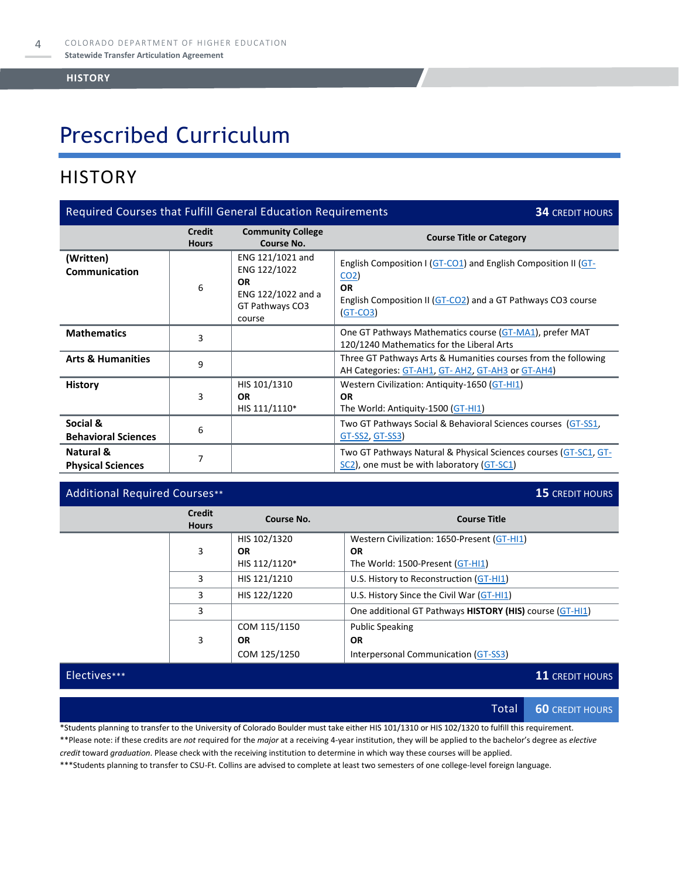# Prescribed Curriculum

## HISTORY

| Required Courses that Fulfill General Education Requirements | | | 34 CREDIT HOURS |
|---|---|---|---|
| | **Credit Hours** | **Community College Course No.** | **Course Title or Category** |
| **(Written) Communication** | 6 | ENG 121/1021 and ENG 122/1022 **OR** ENG 122/1022 and a GT Pathways CO3 course | English Composition I (GT-CO1) and English Composition II (GT-CO2) **OR** English Composition II (GT-CO2) and a GT Pathways CO3 course (GT-CO3) |
| **Mathematics** | 3 | | One GT Pathways Mathematics course (GT-MA1), prefer MAT 120/1240 Mathematics for the Liberal Arts |
| **Arts & Humanities** | 9 | | Three GT Pathways Arts & Humanities courses from the following AH Categories: GT-AH1, GT- AH2, GT-AH3 or GT-AH4) |
| **History** | 3 | HIS 101/1310 **OR** HIS 111/1110* | Western Civilization: Antiquity-1650 (GT-HI1) **OR** The World: Antiquity-1500 (GT-HI1) |
| **Social & Behavioral Sciences** | 6 | | Two GT Pathways Social & Behavioral Sciences courses (GT-SS1, GT-SS2, GT-SS3) |
| **Natural & Physical Sciences** | 7 | | Two GT Pathways Natural & Physical Sciences courses (GT-SC1, GT-SC2), one must be with laboratory (GT-SC1) |

| Additional Required Courses** | | | 15 CREDIT HOURS |
|---|---|---|---|
| | **Credit Hours** | **Course No.** | **Course Title** |
| | 3 | HIS 102/1320 **OR** HIS 112/1120* | Western Civilization: 1650-Present (GT-HI1) **OR** The World: 1500-Present (GT-HI1) |
| | 3 | HIS 121/1210 | U.S. History to Reconstruction (GT-HI1) |
| | 3 | HIS 122/1220 | U.S. History Since the Civil War (GT-HI1) |
| | 3 | | One additional GT Pathways **HISTORY (HIS)** course (GT-HI1) |
| | 3 | COM 115/1150 **OR** COM 125/1250 | Public Speaking **OR** Interpersonal Communication (GT-SS3) |

| Electives*** | 11 CREDIT HOURS |
|---|---|
| **Total** | **60 CREDIT HOURS** |

*Students planning to transfer to the University of Colorado Boulder must take either HIS 101/1310 or HIS 102/1320 to fulfill this requirement.

**Please note: if these credits are *not* required for the *major* at a receiving 4-year institution, they will be applied to the bachelor's degree as *elective credit* toward *graduation*. Please check with the receiving institution to determine in which way these courses will be applied.

***Students planning to transfer to CSU-Ft. Collins are advised to complete at least two semesters of one college-level foreign language.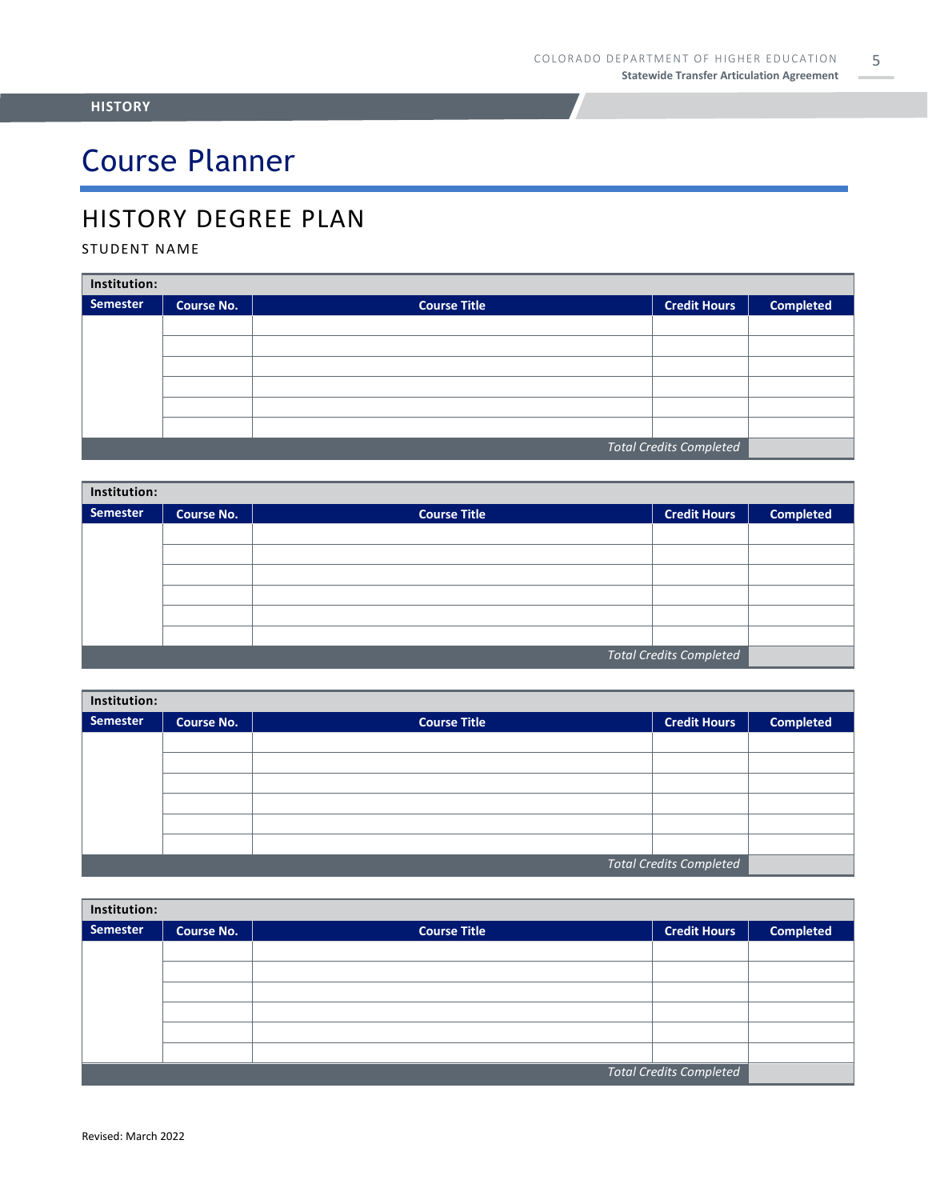HISTORY

# Course Planner

## HISTORY DEGREE PLAN

STUDENT NAME

| Institution: | | | | |
|---|---|---|---|---|
| **Semester** | **Course No.** | **Course Title** | **Credit Hours** | **Completed** |
| | | | | |
| | | | | |
| | | | | |
| | | | | |
| | | | | |
| | | | | |
| | | | *Total Credits Completed* | |

| Institution: | | | | |
|---|---|---|---|---|
| **Semester** | **Course No.** | **Course Title** | **Credit Hours** | **Completed** |
| | | | | |
| | | | | |
| | | | | |
| | | | | |
| | | | | |
| | | | | |
| | | | *Total Credits Completed* | |

| Institution: | | | | |
|---|---|---|---|---|
| **Semester** | **Course No.** | **Course Title** | **Credit Hours** | **Completed** |
| | | | | |
| | | | | |
| | | | | |
| | | | | |
| | | | | |
| | | | | |
| | | | *Total Credits Completed* | |

| Institution: | | | | |
|---|---|---|---|---|
| **Semester** | **Course No.** | **Course Title** | **Credit Hours** | **Completed** |
| | | | | |
| | | | | |
| | | | | |
| | | | | |
| | | | | |
| | | | | |
| | | | *Total Credits Completed* | |

Revised: March 2022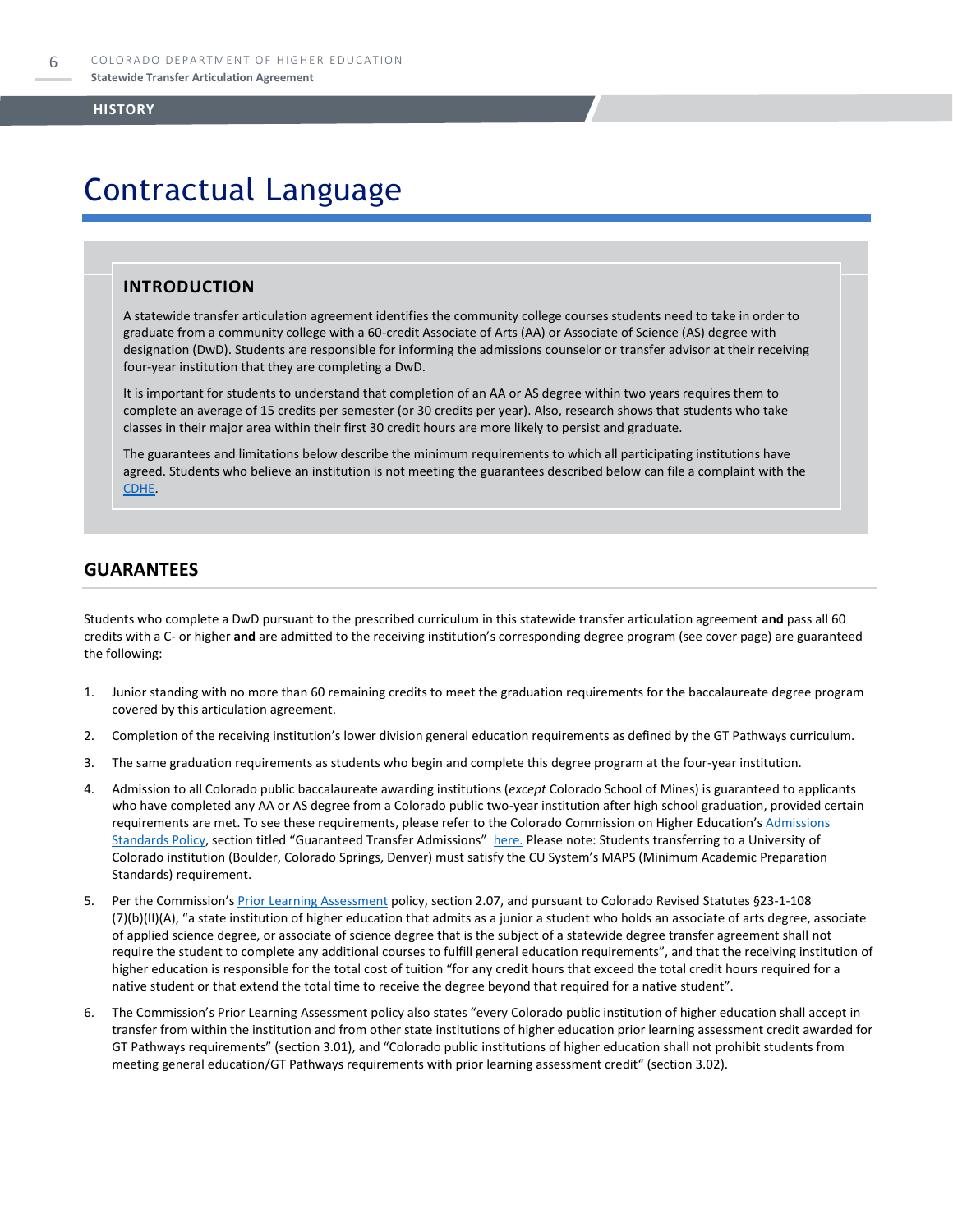# Contractual Language

## INTRODUCTION

A statewide transfer articulation agreement identifies the community college courses students need to take in order to graduate from a community college with a 60-credit Associate of Arts (AA) or Associate of Science (AS) degree with designation (DwD). Students are responsible for informing the admissions counselor or transfer advisor at their receiving four-year institution that they are completing a DwD.

It is important for students to understand that completion of an AA or AS degree within two years requires them to complete an average of 15 credits per semester (or 30 credits per year). Also, research shows that students who take classes in their major area within their first 30 credit hours are more likely to persist and graduate.

The guarantees and limitations below describe the minimum requirements to which all participating institutions have agreed. Students who believe an institution is not meeting the guarantees described below can file a complaint with the CDHE.

## GUARANTEES

Students who complete a DwD pursuant to the prescribed curriculum in this statewide transfer articulation agreement **and** pass all 60 credits with a C- or higher **and** are admitted to the receiving institution's corresponding degree program (see cover page) are guaranteed the following:

1. Junior standing with no more than 60 remaining credits to meet the graduation requirements for the baccalaureate degree program covered by this articulation agreement.
2. Completion of the receiving institution's lower division general education requirements as defined by the GT Pathways curriculum.
3. The same graduation requirements as students who begin and complete this degree program at the four-year institution.
4. Admission to all Colorado public baccalaureate awarding institutions (*except* Colorado School of Mines) is guaranteed to applicants who have completed any AA or AS degree from a Colorado public two-year institution after high school graduation, provided certain requirements are met. To see these requirements, please refer to the Colorado Commission on Higher Education's Admissions Standards Policy, section titled "Guaranteed Transfer Admissions" here. Please note: Students transferring to a University of Colorado institution (Boulder, Colorado Springs, Denver) must satisfy the CU System's MAPS (Minimum Academic Preparation Standards) requirement.
5. Per the Commission's Prior Learning Assessment policy, section 2.07, and pursuant to Colorado Revised Statutes §23-1-108 (7)(b)(II)(A), "a state institution of higher education that admits as a junior a student who holds an associate of arts degree, associate of applied science degree, or associate of science degree that is the subject of a statewide degree transfer agreement shall not require the student to complete any additional courses to fulfill general education requirements", and that the receiving institution of higher education is responsible for the total cost of tuition "for any credit hours that exceed the total credit hours required for a native student or that extend the total time to receive the degree beyond that required for a native student".
6. The Commission's Prior Learning Assessment policy also states "every Colorado public institution of higher education shall accept in transfer from within the institution and from other state institutions of higher education prior learning assessment credit awarded for GT Pathways requirements" (section 3.01), and "Colorado public institutions of higher education shall not prohibit students from meeting general education/GT Pathways requirements with prior learning assessment credit" (section 3.02).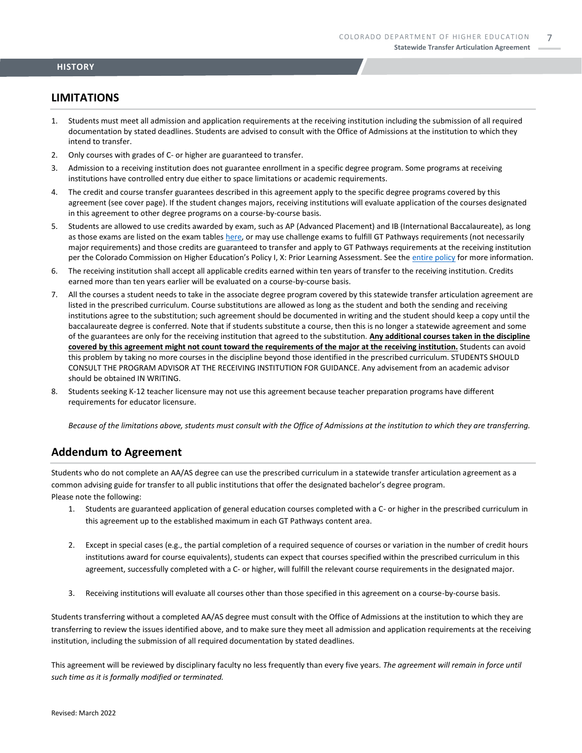## LIMITATIONS

1. Students must meet all admission and application requirements at the receiving institution including the submission of all required documentation by stated deadlines. Students are advised to consult with the Office of Admissions at the institution to which they intend to transfer.
2. Only courses with grades of C- or higher are guaranteed to transfer.
3. Admission to a receiving institution does not guarantee enrollment in a specific degree program. Some programs at receiving institutions have controlled entry due either to space limitations or academic requirements.
4. The credit and course transfer guarantees described in this agreement apply to the specific degree programs covered by this agreement (see cover page). If the student changes majors, receiving institutions will evaluate application of the courses designated in this agreement to other degree programs on a course-by-course basis.
5. Students are allowed to use credits awarded by exam, such as AP (Advanced Placement) and IB (International Baccalaureate), as long as those exams are listed on the exam tables [here](), or may use challenge exams to fulfill GT Pathways requirements (not necessarily major requirements) and those credits are guaranteed to transfer and apply to GT Pathways requirements at the receiving institution per the Colorado Commission on Higher Education's Policy I, X: Prior Learning Assessment. See the [entire policy]() for more information.
6. The receiving institution shall accept all applicable credits earned within ten years of transfer to the receiving institution. Credits earned more than ten years earlier will be evaluated on a course-by-course basis.
7. All the courses a student needs to take in the associate degree program covered by this statewide transfer articulation agreement are listed in the prescribed curriculum. Course substitutions are allowed as long as the student and both the sending and receiving institutions agree to the substitution; such agreement should be documented in writing and the student should keep a copy until the baccalaureate degree is conferred. Note that if students substitute a course, then this is no longer a statewide agreement and some of the guarantees are only for the receiving institution that agreed to the substitution. **Any additional courses taken in the discipline covered by this agreement might not count toward the requirements of the major at the receiving institution.** Students can avoid this problem by taking no more courses in the discipline beyond those identified in the prescribed curriculum. STUDENTS SHOULD CONSULT THE PROGRAM ADVISOR AT THE RECEIVING INSTITUTION FOR GUIDANCE. Any advisement from an academic advisor should be obtained IN WRITING.
8. Students seeking K-12 teacher licensure may not use this agreement because teacher preparation programs have different requirements for educator licensure.

*Because of the limitations above, students must consult with the Office of Admissions at the institution to which they are transferring.*

## Addendum to Agreement

Students who do not complete an AA/AS degree can use the prescribed curriculum in a statewide transfer articulation agreement as a common advising guide for transfer to all public institutions that offer the designated bachelor's degree program.
Please note the following:

1. Students are guaranteed application of general education courses completed with a C- or higher in the prescribed curriculum in this agreement up to the established maximum in each GT Pathways content area.

2. Except in special cases (e.g., the partial completion of a required sequence of courses or variation in the number of credit hours institutions award for course equivalents), students can expect that courses specified within the prescribed curriculum in this agreement, successfully completed with a C- or higher, will fulfill the relevant course requirements in the designated major.

3. Receiving institutions will evaluate all courses other than those specified in this agreement on a course-by-course basis.

Students transferring without a completed AA/AS degree must consult with the Office of Admissions at the institution to which they are transferring to review the issues identified above, and to make sure they meet all admission and application requirements at the receiving institution, including the submission of all required documentation by stated deadlines.

This agreement will be reviewed by disciplinary faculty no less frequently than every five years. *The agreement will remain in force until such time as it is formally modified or terminated.*

Revised: March 2022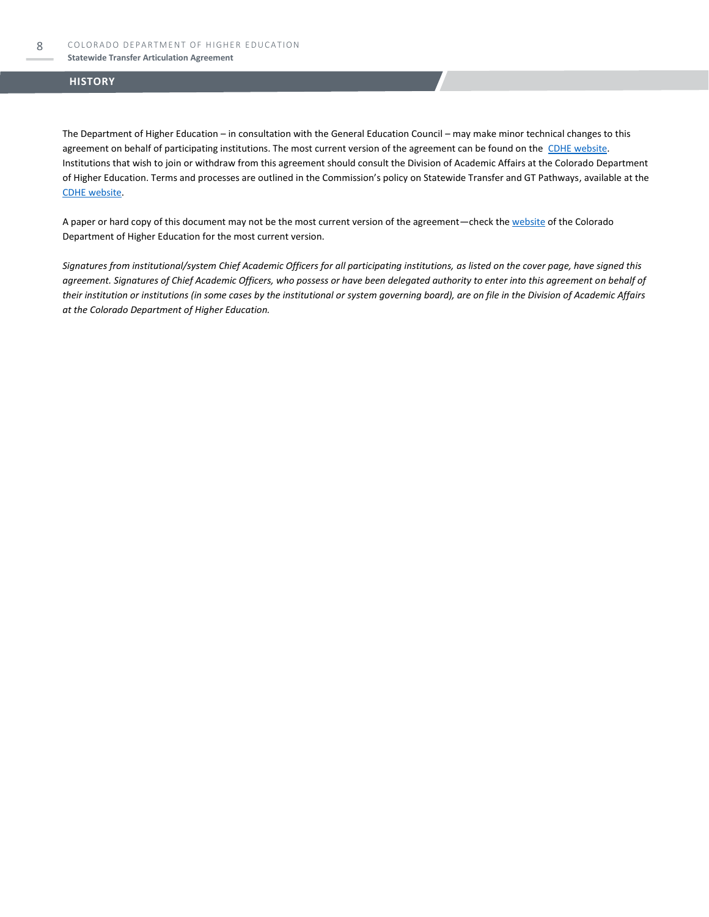## HISTORY

The Department of Higher Education – in consultation with the General Education Council – may make minor technical changes to this agreement on behalf of participating institutions. The most current version of the agreement can be found on the CDHE website. Institutions that wish to join or withdraw from this agreement should consult the Division of Academic Affairs at the Colorado Department of Higher Education. Terms and processes are outlined in the Commission's policy on Statewide Transfer and GT Pathways, available at the CDHE website.

A paper or hard copy of this document may not be the most current version of the agreement—check the website of the Colorado Department of Higher Education for the most current version.

*Signatures from institutional/system Chief Academic Officers for all participating institutions, as listed on the cover page, have signed this agreement. Signatures of Chief Academic Officers, who possess or have been delegated authority to enter into this agreement on behalf of their institution or institutions (in some cases by the institutional or system governing board), are on file in the Division of Academic Affairs at the Colorado Department of Higher Education.*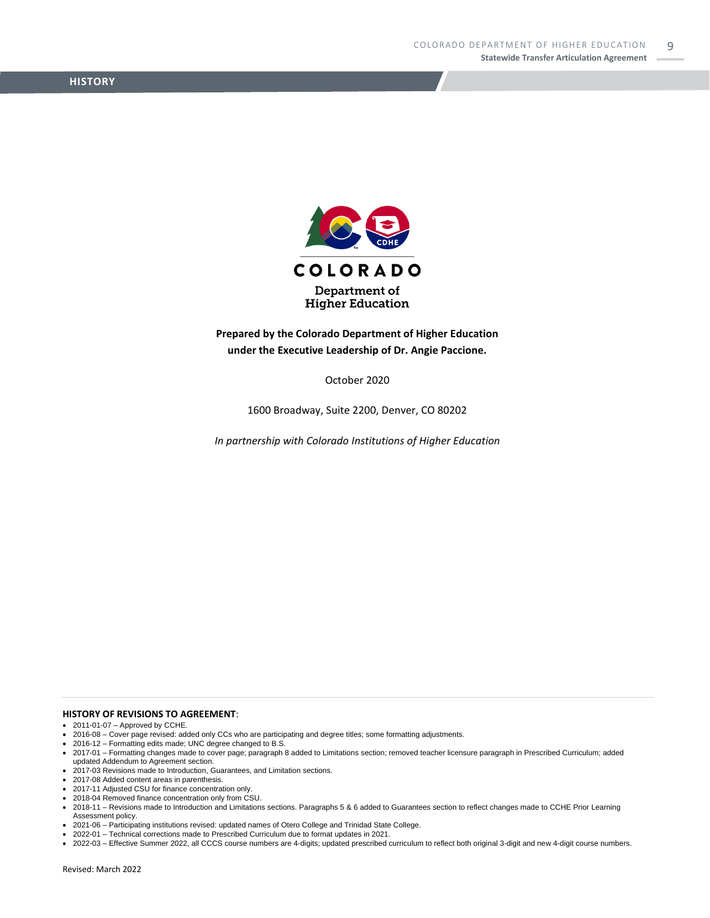## HISTORY

COLORADO

Department of Higher Education

**Prepared by the Colorado Department of Higher Education under the Executive Leadership of Dr. Angie Paccione.**

October 2020

1600 Broadway, Suite 2200, Denver, CO 80202

*In partnership with Colorado Institutions of Higher Education*

**HISTORY OF REVISIONS TO AGREEMENT**:

- 2011-01-07 – Approved by CCHE.
- 2016-08 – Cover page revised: added only CCs who are participating and degree titles; some formatting adjustments.
- 2016-12 – Formatting edits made; UNC degree changed to B.S.
- 2017-01 – Formatting changes made to cover page; paragraph 8 added to Limitations section; removed teacher licensure paragraph in Prescribed Curriculum; added updated Addendum to Agreement section.
- 2017-03 Revisions made to Introduction, Guarantees, and Limitation sections.
- 2017-08 Added content areas in parenthesis.
- 2017-11 Adjusted CSU for finance concentration only.
- 2018-04 Removed finance concentration only from CSU.
- 2018-11 – Revisions made to Introduction and Limitations sections. Paragraphs 5 & 6 added to Guarantees section to reflect changes made to CCHE Prior Learning Assessment policy.
- 2021-06 – Participating institutions revised: updated names of Otero College and Trinidad State College.
- 2022-01 – Technical corrections made to Prescribed Curriculum due to format updates in 2021.
- 2022-03 – Effective Summer 2022, all CCCS course numbers are 4-digits; updated prescribed curriculum to reflect both original 3-digit and new 4-digit course numbers.

Revised: March 2022